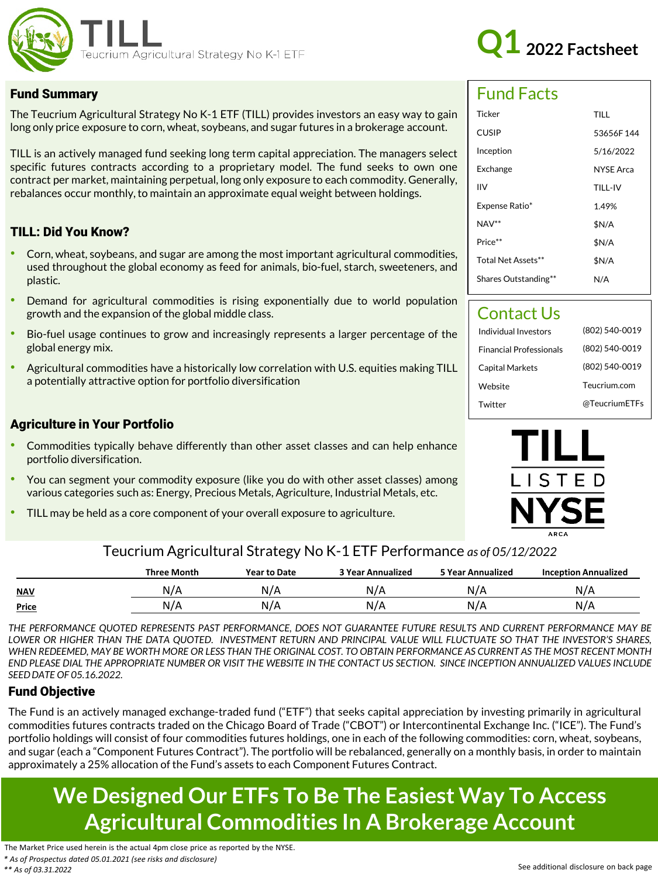# TILL

Teucrium Agricultural Strategy No K-1 ETF

**Q1 2022 Factsheet**

## Fund Summary

The Teucrium Agricultural Strategy No K-1 ETF (TILL) provides investors an easy way to gain long only price exposure to corn, wheat, soybeans, and sugar futures in a brokerage account.

TILL is an actively managed fund seeking long term capital appreciation. The managers select specific futures contracts according to a proprietary model. The fund seeks to own one contract per market, maintaining perpetual, long only exposure to each commodity. Generally, rebalances occur monthly, to maintain an approximate equal weight between holdings.

## TILL: Did You Know?

- Corn, wheat, soybeans, and sugar are among the most important agricultural commodities, used throughout the global economy as feed for animals, bio-fuel, starch, sweeteners, and plastic.
- Demand for agricultural commodities is rising exponentially due to world population growth and the expansion of the global middle class.
- Bio-fuel usage continues to grow and increasingly represents a larger percentage of the global energy mix.
- Agricultural commodities have a historically low correlation with U.S. equities making TILL a potentially attractive option for portfolio diversification

## Agriculture in Your Portfolio

- Commodities typically behave differently than other asset classes and can help enhance portfolio diversification.
- You can segment your commodity exposure (like you do with other asset classes) among various categories such as: Energy, Precious Metals, Agriculture, Industrial Metals, etc.
- TILL may be held as a core component of your overall exposure to agriculture.

## Fund Facts

| | |
|---|---|
| Ticker | TILL |
| CUSIP | 53656F 144 |
| Inception | 5/16/2022 |
| Exchange | NYSE Arca |
| IIV | TILL-IV |
| Expense Ratio* | 1.49% |
| NAV** | $N/A |
| Price** | $N/A |
| Total Net Assets** | $N/A |
| Shares Outstanding** | N/A |

## Contact Us

| | |
|---|---|
| Individual Investors | (802) 540-0019 |
| Financial Professionals | (802) 540-0019 |
| Capital Markets | (802) 540-0019 |
| Website | Teucrium.com |
| Twitter | @TeucriumETFs |

TILL LISTED NYSE ARCA

## Teucrium Agricultural Strategy No K-1 ETF Performance *as of 05/12/2022*

| | Three Month | Year to Date | 3 Year Annualized | 5 Year Annualized | Inception Annualized |
|---|---|---|---|---|---|
| **NAV** | N/A | N/A | N/A | N/A | N/A |
| **Price** | N/A | N/A | N/A | N/A | N/A |

*THE PERFORMANCE QUOTED REPRESENTS PAST PERFORMANCE, DOES NOT GUARANTEE FUTURE RESULTS AND CURRENT PERFORMANCE MAY BE LOWER OR HIGHER THAN THE DATA QUOTED. INVESTMENT RETURN AND PRINCIPAL VALUE WILL FLUCTUATE SO THAT THE INVESTOR'S SHARES, WHEN REDEEMED, MAY BE WORTH MORE OR LESS THAN THE ORIGINAL COST. TO OBTAIN PERFORMANCE AS CURRENT AS THE MOST RECENT MONTH END PLEASE DIAL THE APPROPRIATE NUMBER OR VISIT THE WEBSITE IN THE CONTACT US SECTION. SINCE INCEPTION ANNUALIZED VALUES INCLUDE SEED DATE OF 05.16.2022.*

## Fund Objective

The Fund is an actively managed exchange-traded fund ("ETF") that seeks capital appreciation by investing primarily in agricultural commodities futures contracts traded on the Chicago Board of Trade ("CBOT") or Intercontinental Exchange Inc. ("ICE"). The Fund's portfolio holdings will consist of four commodities futures holdings, one in each of the following commodities: corn, wheat, soybeans, and sugar (each a "Component Futures Contract"). The portfolio will be rebalanced, generally on a monthly basis, in order to maintain approximately a 25% allocation of the Fund's assets to each Component Futures Contract.

**We Designed Our ETFs To Be The Easiest Way To Access Agricultural Commodities In A Brokerage Account**

The Market Price used herein is the actual 4pm close price as reported by the NYSE.

*\* As of Prospectus dated 05.01.2021 (see risks and disclosure)*

*\*\* As of 03.31.2022*

See additional disclosure on back page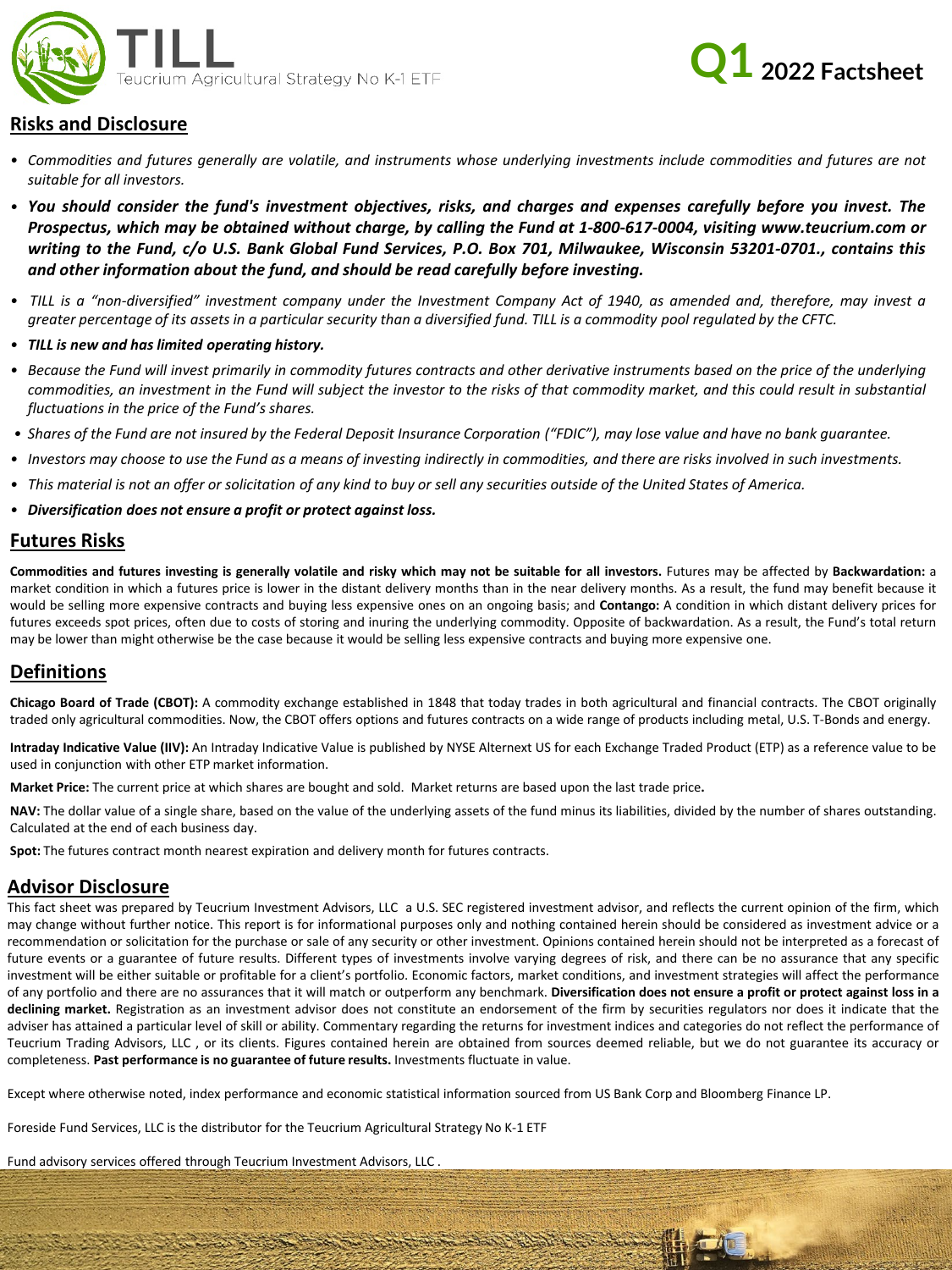# TILL
Teucrium Agricultural Strategy No K-1 ETF

**Q1 2022 Factsheet**

## Risks and Disclosure

- *Commodities and futures generally are volatile, and instruments whose underlying investments include commodities and futures are not suitable for all investors.*
- ***You should consider the fund's investment objectives, risks, and charges and expenses carefully before you invest. The Prospectus, which may be obtained without charge, by calling the Fund at 1-800-617-0004, visiting www.teucrium.com or writing to the Fund, c/o U.S. Bank Global Fund Services, P.O. Box 701, Milwaukee, Wisconsin 53201-0701., contains this and other information about the fund, and should be read carefully before investing.***
- *TILL is a "non-diversified" investment company under the Investment Company Act of 1940, as amended and, therefore, may invest a greater percentage of its assets in a particular security than a diversified fund. TILL is a commodity pool regulated by the CFTC.*
- ***TILL is new and has limited operating history.***
- *Because the Fund will invest primarily in commodity futures contracts and other derivative instruments based on the price of the underlying commodities, an investment in the Fund will subject the investor to the risks of that commodity market, and this could result in substantial fluctuations in the price of the Fund's shares.*
- *Shares of the Fund are not insured by the Federal Deposit Insurance Corporation ("FDIC"), may lose value and have no bank guarantee.*
- *Investors may choose to use the Fund as a means of investing indirectly in commodities, and there are risks involved in such investments.*
- *This material is not an offer or solicitation of any kind to buy or sell any securities outside of the United States of America.*
- ***Diversification does not ensure a profit or protect against loss.***

## Futures Risks

**Commodities and futures investing is generally volatile and risky which may not be suitable for all investors.** Futures may be affected by **Backwardation:** a market condition in which a futures price is lower in the distant delivery months than in the near delivery months. As a result, the fund may benefit because it would be selling more expensive contracts and buying less expensive ones on an ongoing basis; and **Contango:** A condition in which distant delivery prices for futures exceeds spot prices, often due to costs of storing and inuring the underlying commodity. Opposite of backwardation. As a result, the Fund's total return may be lower than might otherwise be the case because it would be selling less expensive contracts and buying more expensive one.

## Definitions

**Chicago Board of Trade (CBOT):** A commodity exchange established in 1848 that today trades in both agricultural and financial contracts. The CBOT originally traded only agricultural commodities. Now, the CBOT offers options and futures contracts on a wide range of products including metal, U.S. T-Bonds and energy.

**Intraday Indicative Value (IIV):** An Intraday Indicative Value is published by NYSE Alternext US for each Exchange Traded Product (ETP) as a reference value to be used in conjunction with other ETP market information.

**Market Price:** The current price at which shares are bought and sold. Market returns are based upon the last trade price**.**

**NAV:** The dollar value of a single share, based on the value of the underlying assets of the fund minus its liabilities, divided by the number of shares outstanding. Calculated at the end of each business day.

**Spot:** The futures contract month nearest expiration and delivery month for futures contracts.

## Advisor Disclosure

This fact sheet was prepared by Teucrium Investment Advisors, LLC a U.S. SEC registered investment advisor, and reflects the current opinion of the firm, which may change without further notice. This report is for informational purposes only and nothing contained herein should be considered as investment advice or a recommendation or solicitation for the purchase or sale of any security or other investment. Opinions contained herein should not be interpreted as a forecast of future events or a guarantee of future results. Different types of investments involve varying degrees of risk, and there can be no assurance that any specific investment will be either suitable or profitable for a client's portfolio. Economic factors, market conditions, and investment strategies will affect the performance of any portfolio and there are no assurances that it will match or outperform any benchmark. **Diversification does not ensure a profit or protect against loss in a declining market.** Registration as an investment advisor does not constitute an endorsement of the firm by securities regulators nor does it indicate that the adviser has attained a particular level of skill or ability. Commentary regarding the returns for investment indices and categories do not reflect the performance of Teucrium Trading Advisors, LLC , or its clients. Figures contained herein are obtained from sources deemed reliable, but we do not guarantee its accuracy or completeness. **Past performance is no guarantee of future results.** Investments fluctuate in value.

Except where otherwise noted, index performance and economic statistical information sourced from US Bank Corp and Bloomberg Finance LP.

Foreside Fund Services, LLC is the distributor for the Teucrium Agricultural Strategy No K-1 ETF

Fund advisory services offered through Teucrium Investment Advisors, LLC .